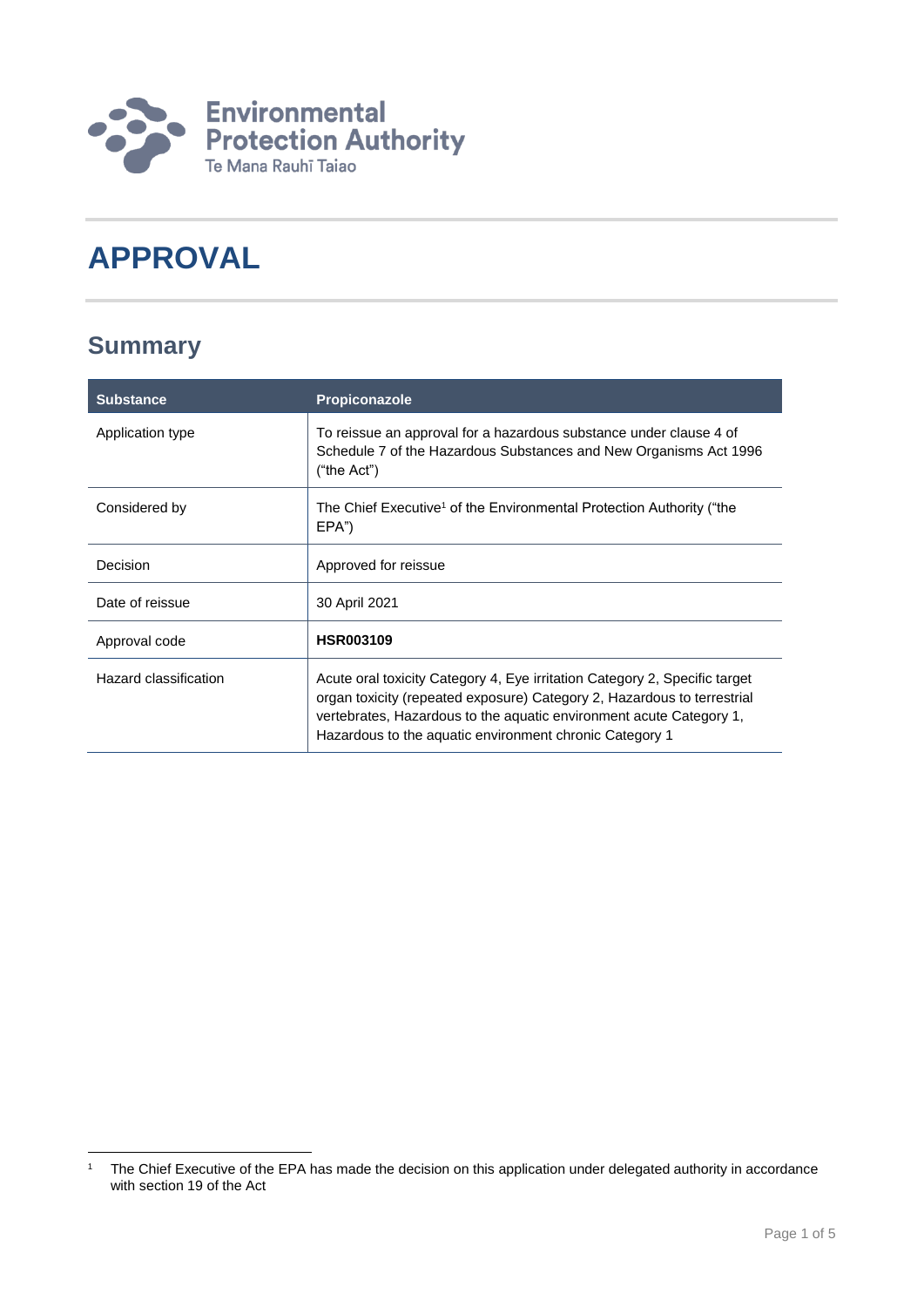Environmental Protection Authority
Te Mana Rauhī Taiao

# APPROVAL

## Summary

| Substance | Propiconazole |
|---|---|
| Application type | To reissue an approval for a hazardous substance under clause 4 of Schedule 7 of the Hazardous Substances and New Organisms Act 1996 ("the Act") |
| Considered by | The Chief Executive[1] of the Environmental Protection Authority ("the EPA") |
| Decision | Approved for reissue |
| Date of reissue | 30 April 2021 |
| Approval code | **HSR003109** |
| Hazard classification | Acute oral toxicity Category 4, Eye irritation Category 2, Specific target organ toxicity (repeated exposure) Category 2, Hazardous to terrestrial vertebrates, Hazardous to the aquatic environment acute Category 1, Hazardous to the aquatic environment chronic Category 1 |

[1] The Chief Executive of the EPA has made the decision on this application under delegated authority in accordance with section 19 of the Act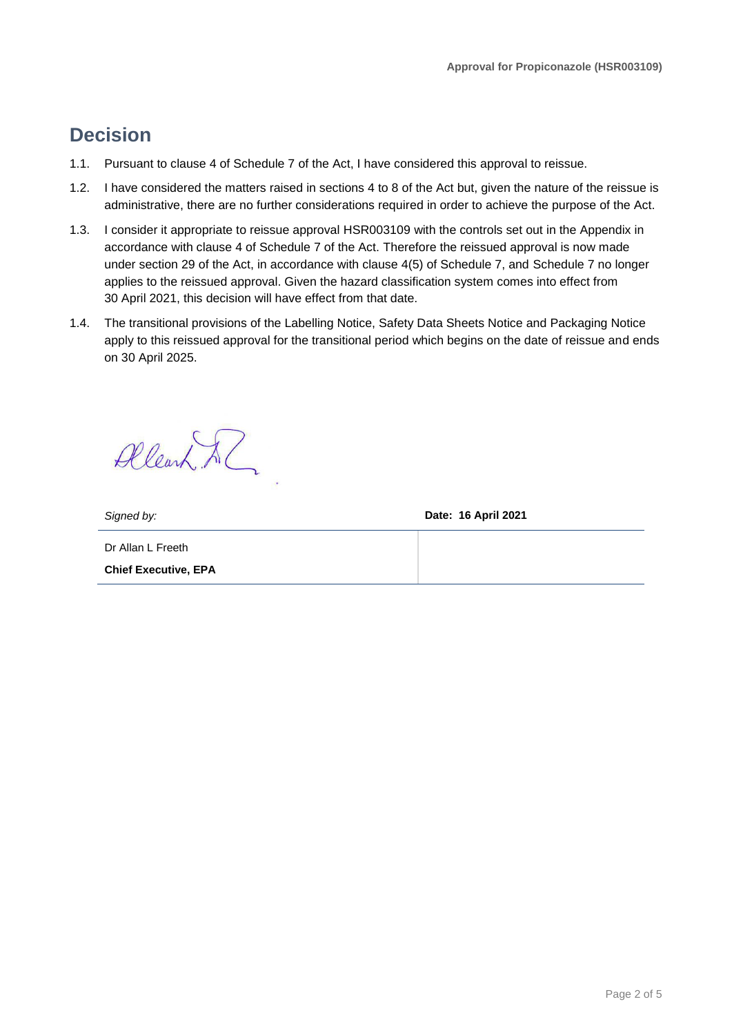# Decision

1.1. Pursuant to clause 4 of Schedule 7 of the Act, I have considered this approval to reissue.

1.2. I have considered the matters raised in sections 4 to 8 of the Act but, given the nature of the reissue is administrative, there are no further considerations required in order to achieve the purpose of the Act.

1.3. I consider it appropriate to reissue approval HSR003109 with the controls set out in the Appendix in accordance with clause 4 of Schedule 7 of the Act. Therefore the reissued approval is now made under section 29 of the Act, in accordance with clause 4(5) of Schedule 7, and Schedule 7 no longer applies to the reissued approval. Given the hazard classification system comes into effect from 30 April 2021, this decision will have effect from that date.

1.4. The transitional provisions of the Labelling Notice, Safety Data Sheets Notice and Packaging Notice apply to this reissued approval for the transitional period which begins on the date of reissue and ends on 30 April 2025.

| *Signed by:* | **Date: 16 April 2021** |
|---|---|
| Dr Allan L Freeth<br>**Chief Executive, EPA** | |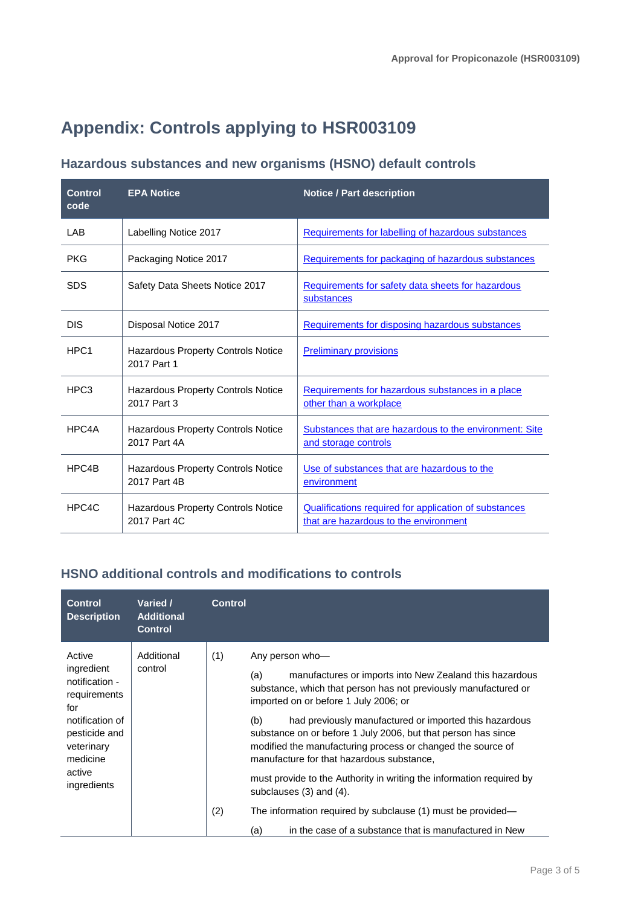# Appendix: Controls applying to HSR003109

## Hazardous substances and new organisms (HSNO) default controls

| Control code | EPA Notice | Notice / Part description |
|---|---|---|
| LAB | Labelling Notice 2017 | Requirements for labelling of hazardous substances |
| PKG | Packaging Notice 2017 | Requirements for packaging of hazardous substances |
| SDS | Safety Data Sheets Notice 2017 | Requirements for safety data sheets for hazardous substances |
| DIS | Disposal Notice 2017 | Requirements for disposing hazardous substances |
| HPC1 | Hazardous Property Controls Notice 2017 Part 1 | Preliminary provisions |
| HPC3 | Hazardous Property Controls Notice 2017 Part 3 | Requirements for hazardous substances in a place other than a workplace |
| HPC4A | Hazardous Property Controls Notice 2017 Part 4A | Substances that are hazardous to the environment: Site and storage controls |
| HPC4B | Hazardous Property Controls Notice 2017 Part 4B | Use of substances that are hazardous to the environment |
| HPC4C | Hazardous Property Controls Notice 2017 Part 4C | Qualifications required for application of substances that are hazardous to the environment |

## HSNO additional controls and modifications to controls

| Control Description | Varied / Additional Control | Control | |
|---|---|---|---|
| Active ingredient notification - requirements for notification of pesticide and veterinary medicine active ingredients | Additional control | (1) | Any person who—<br>(a) manufactures or imports into New Zealand this hazardous substance, which that person has not previously manufactured or imported on or before 1 July 2006; or<br>(b) had previously manufactured or imported this hazardous substance on or before 1 July 2006, but that person has since modified the manufacturing process or changed the source of manufacture for that hazardous substance,<br>must provide to the Authority in writing the information required by subclauses (3) and (4). |
| | | (2) | The information required by subclause (1) must be provided—<br>(a) in the case of a substance that is manufactured in New |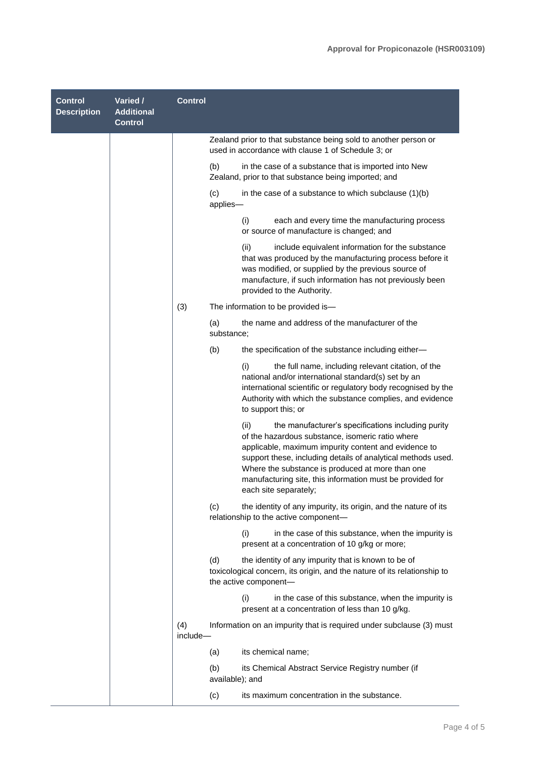| Control Description | Varied / Additional Control | Control |
| --- | --- | --- |
| | | Zealand prior to that substance being sold to another person or used in accordance with clause 1 of Schedule 3; or<br><br>(b) in the case of a substance that is imported into New Zealand, prior to that substance being imported; and<br><br>(c) in the case of a substance to which subclause (1)(b) applies—<br><br>(i) each and every time the manufacturing process or source of manufacture is changed; and<br><br>(ii) include equivalent information for the substance that was produced by the manufacturing process before it was modified, or supplied by the previous source of manufacture, if such information has not previously been provided to the Authority.<br><br>(3) The information to be provided is—<br><br>(a) the name and address of the manufacturer of the substance;<br><br>(b) the specification of the substance including either—<br><br>(i) the full name, including relevant citation, of the national and/or international standard(s) set by an international scientific or regulatory body recognised by the Authority with which the substance complies, and evidence to support this; or<br><br>(ii) the manufacturer's specifications including purity of the hazardous substance, isomeric ratio where applicable, maximum impurity content and evidence to support these, including details of analytical methods used. Where the substance is produced at more than one manufacturing site, this information must be provided for each site separately;<br><br>(c) the identity of any impurity, its origin, and the nature of its relationship to the active component—<br><br>(i) in the case of this substance, when the impurity is present at a concentration of 10 g/kg or more;<br><br>(d) the identity of any impurity that is known to be of toxicological concern, its origin, and the nature of its relationship to the active component—<br><br>(i) in the case of this substance, when the impurity is present at a concentration of less than 10 g/kg.<br><br>(4) Information on an impurity that is required under subclause (3) must include—<br><br>(a) its chemical name;<br><br>(b) its Chemical Abstract Service Registry number (if available); and<br><br>(c) its maximum concentration in the substance. |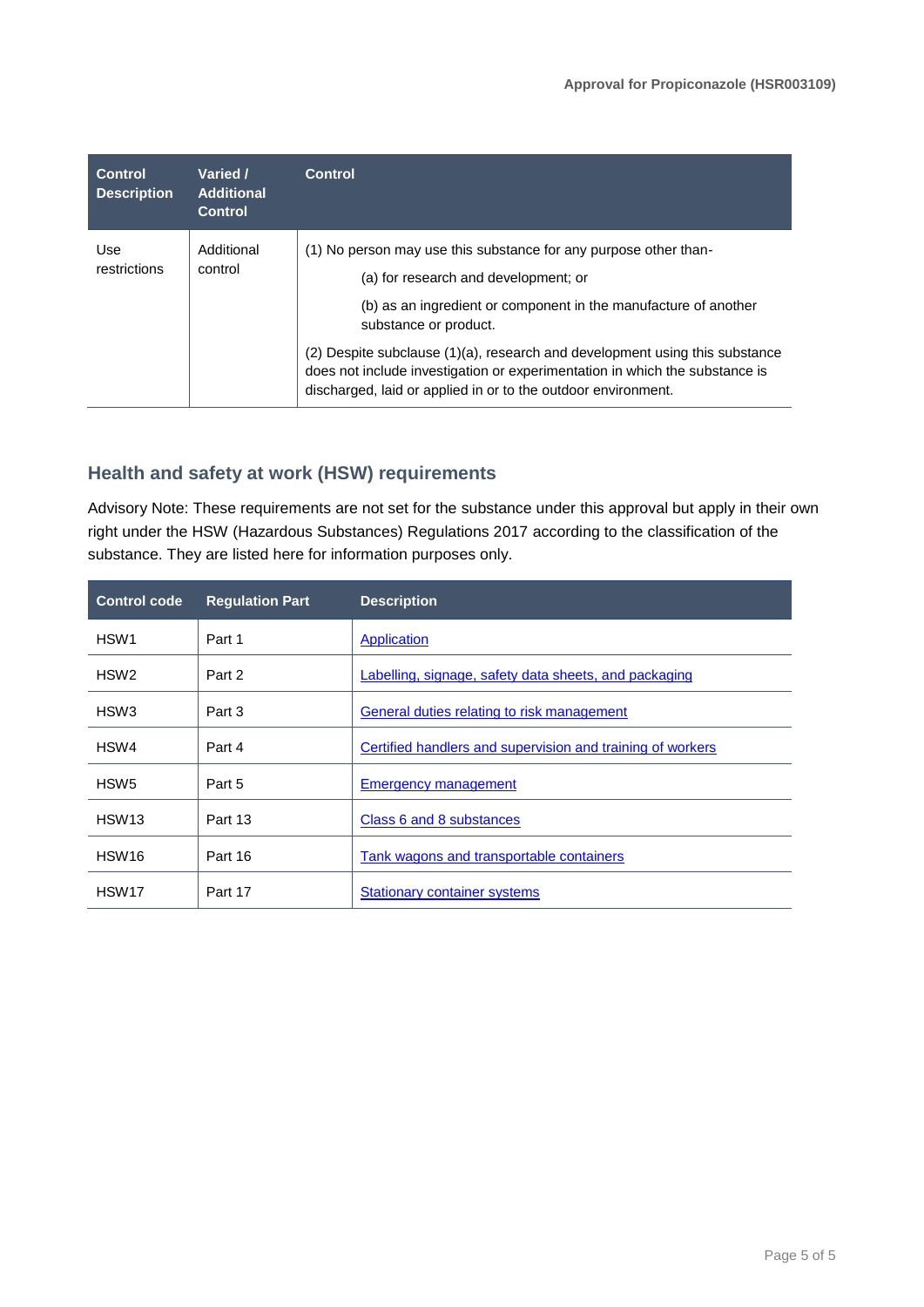| Control Description | Varied / Additional Control | Control |
| --- | --- | --- |
| Use restrictions | Additional control | (1) No person may use this substance for any purpose other than-<br>(a) for research and development; or<br>(b) as an ingredient or component in the manufacture of another substance or product.<br>(2) Despite subclause (1)(a), research and development using this substance does not include investigation or experimentation in which the substance is discharged, laid or applied in or to the outdoor environment. |

## Health and safety at work (HSW) requirements

Advisory Note: These requirements are not set for the substance under this approval but apply in their own right under the HSW (Hazardous Substances) Regulations 2017 according to the classification of the substance. They are listed here for information purposes only.

| Control code | Regulation Part | Description |
| --- | --- | --- |
| HSW1 | Part 1 | Application |
| HSW2 | Part 2 | Labelling, signage, safety data sheets, and packaging |
| HSW3 | Part 3 | General duties relating to risk management |
| HSW4 | Part 4 | Certified handlers and supervision and training of workers |
| HSW5 | Part 5 | Emergency management |
| HSW13 | Part 13 | Class 6 and 8 substances |
| HSW16 | Part 16 | Tank wagons and transportable containers |
| HSW17 | Part 17 | Stationary container systems |